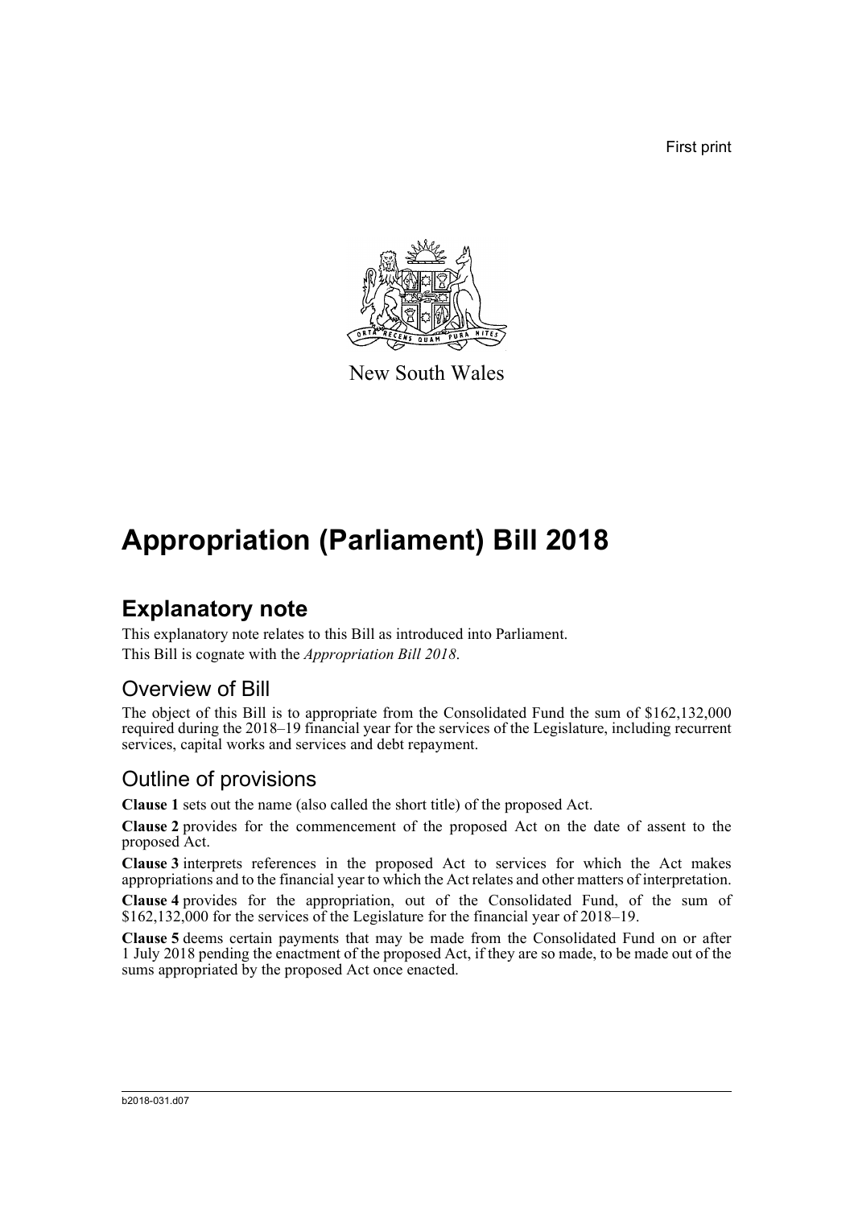First print

New South Wales

# Appropriation (Parliament) Bill 2018

## Explanatory note

This explanatory note relates to this Bill as introduced into Parliament.

This Bill is cognate with the *Appropriation Bill 2018*.

### Overview of Bill

The object of this Bill is to appropriate from the Consolidated Fund the sum of $162,132,000 required during the 2018–19 financial year for the services of the Legislature, including recurrent services, capital works and services and debt repayment.

### Outline of provisions

**Clause 1** sets out the name (also called the short title) of the proposed Act.

**Clause 2** provides for the commencement of the proposed Act on the date of assent to the proposed Act.

**Clause 3** interprets references in the proposed Act to services for which the Act makes appropriations and to the financial year to which the Act relates and other matters of interpretation.

**Clause 4** provides for the appropriation, out of the Consolidated Fund, of the sum of $162,132,000 for the services of the Legislature for the financial year of 2018–19.

**Clause 5** deems certain payments that may be made from the Consolidated Fund on or after 1 July 2018 pending the enactment of the proposed Act, if they are so made, to be made out of the sums appropriated by the proposed Act once enacted.

b2018-031.d07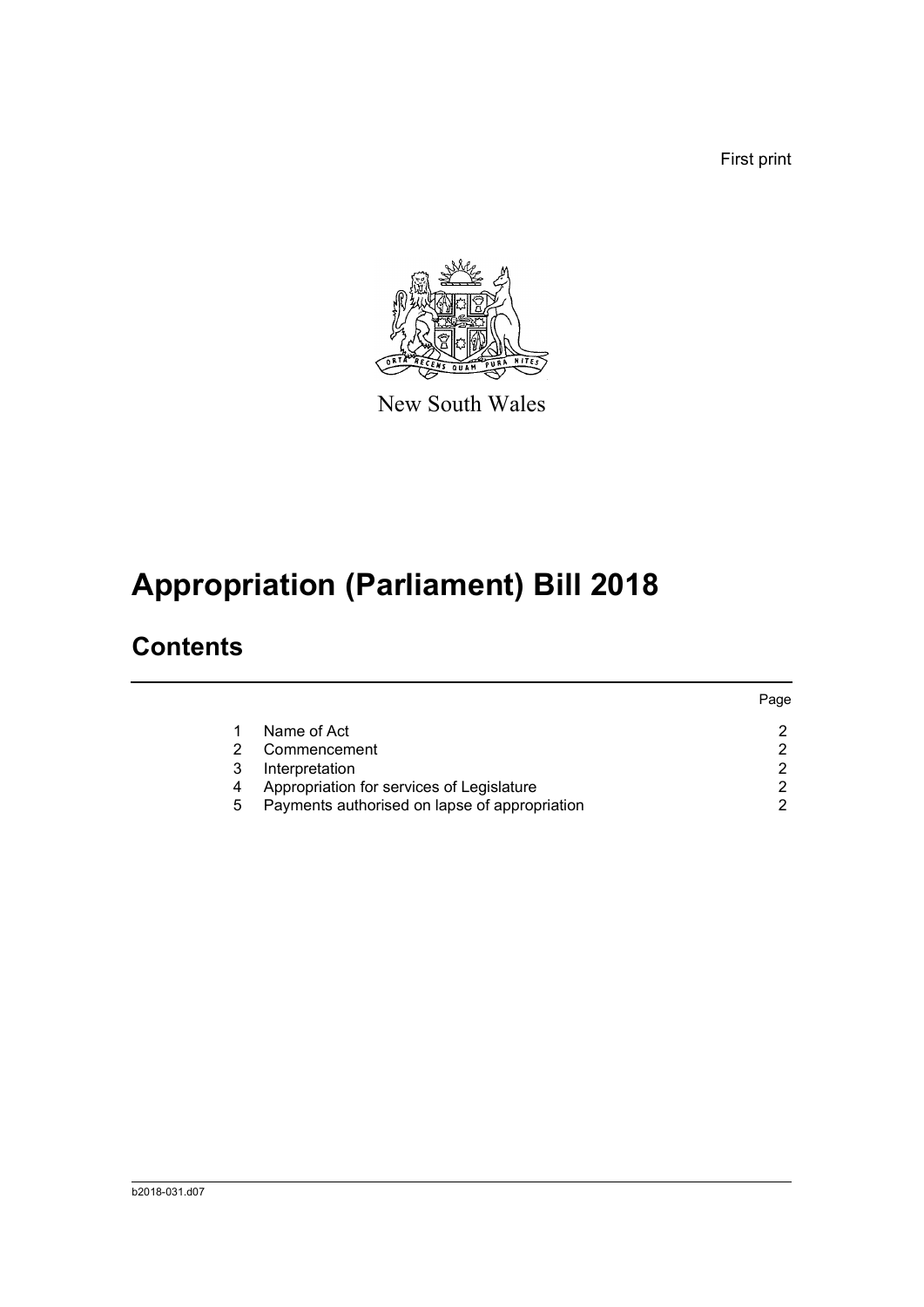First print

New South Wales

# Appropriation (Parliament) Bill 2018

## Contents

| | | Page |
|---|---|---|
| 1 | Name of Act | 2 |
| 2 | Commencement | 2 |
| 3 | Interpretation | 2 |
| 4 | Appropriation for services of Legislature | 2 |
| 5 | Payments authorised on lapse of appropriation | 2 |

b2018-031.d07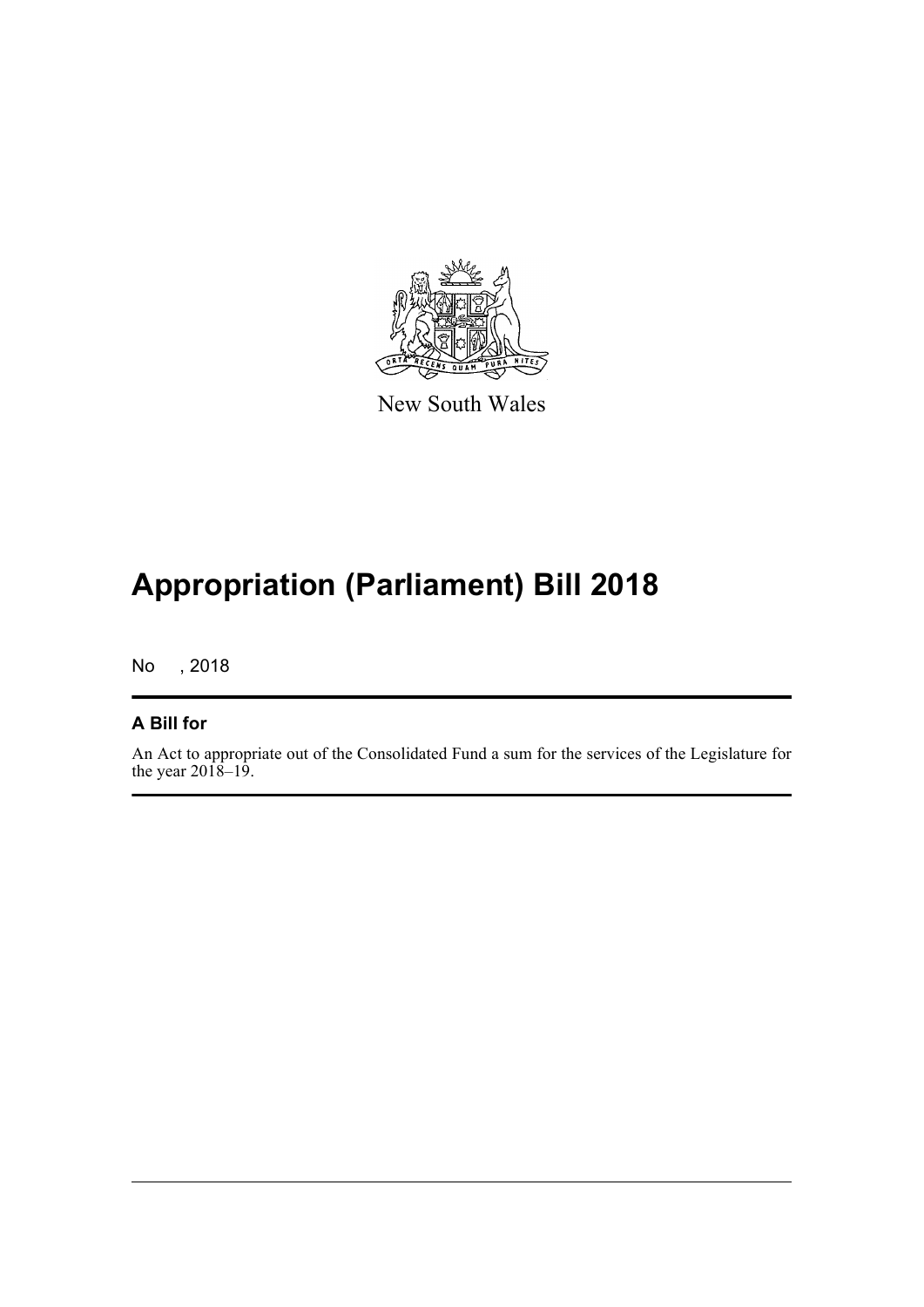New South Wales

# Appropriation (Parliament) Bill 2018

No , 2018

## A Bill for

An Act to appropriate out of the Consolidated Fund a sum for the services of the Legislature for the year 2018–19.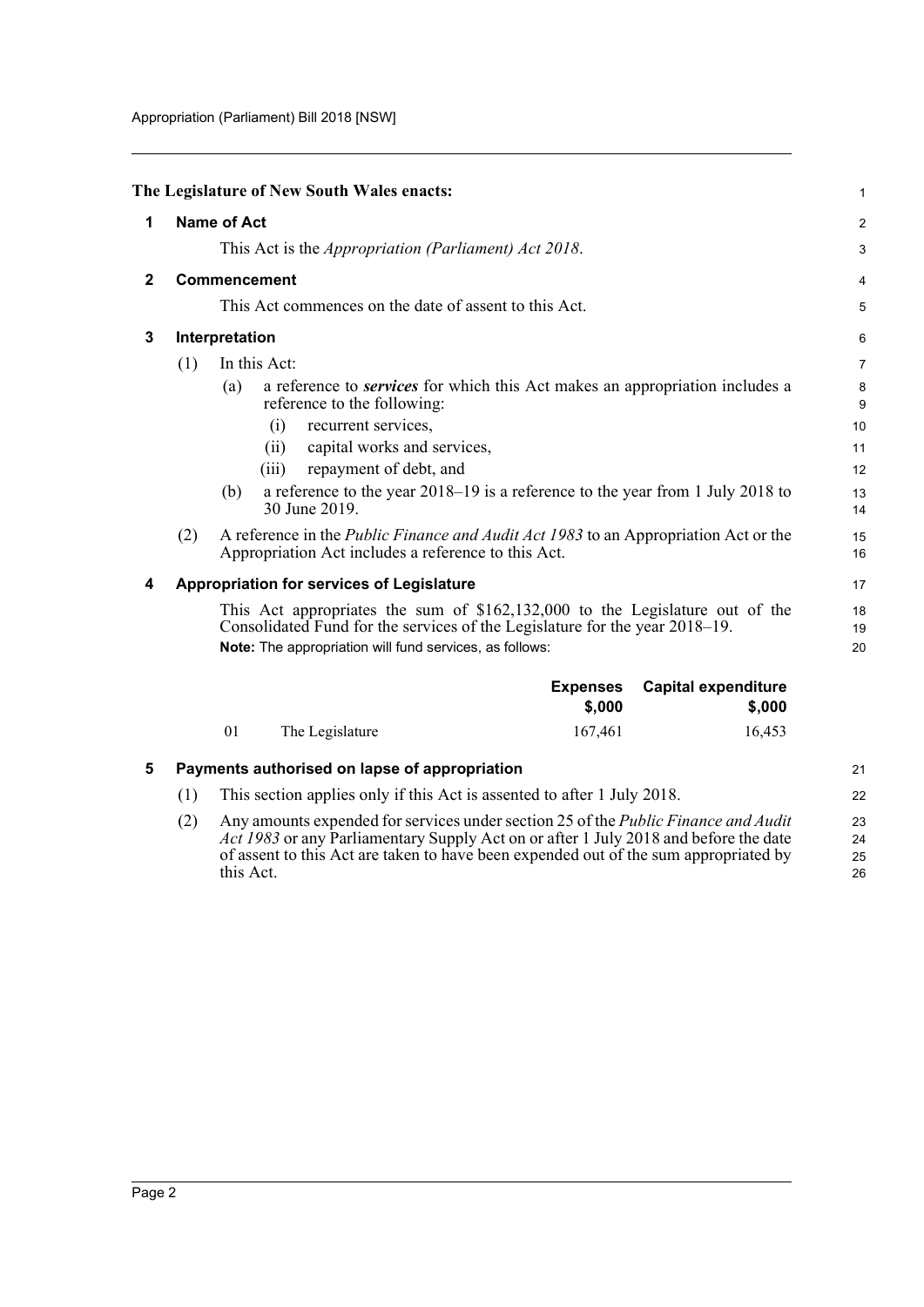**The Legislature of New South Wales enacts:**

## 1 Name of Act

This Act is the *Appropriation (Parliament) Act 2018*.

## 2 Commencement

This Act commences on the date of assent to this Act.

## 3 Interpretation

(1) In this Act:

(a) a reference to ***services*** for which this Act makes an appropriation includes a reference to the following:

(i) recurrent services,

(ii) capital works and services,

(iii) repayment of debt, and

(b) a reference to the year 2018–19 is a reference to the year from 1 July 2018 to 30 June 2019.

(2) A reference in the *Public Finance and Audit Act 1983* to an Appropriation Act or the Appropriation Act includes a reference to this Act.

## 4 Appropriation for services of Legislature

This Act appropriates the sum of $162,132,000 to the Legislature out of the Consolidated Fund for the services of the Legislature for the year 2018–19.

**Note:** The appropriation will fund services, as follows:

| | | Expenses $,000 | Capital expenditure $,000 |
|---|---|---|---|
| 01 | The Legislature | 167,461 | 16,453 |

## 5 Payments authorised on lapse of appropriation

(1) This section applies only if this Act is assented to after 1 July 2018.

(2) Any amounts expended for services under section 25 of the *Public Finance and Audit Act 1983* or any Parliamentary Supply Act on or after 1 July 2018 and before the date of assent to this Act are taken to have been expended out of the sum appropriated by this Act.